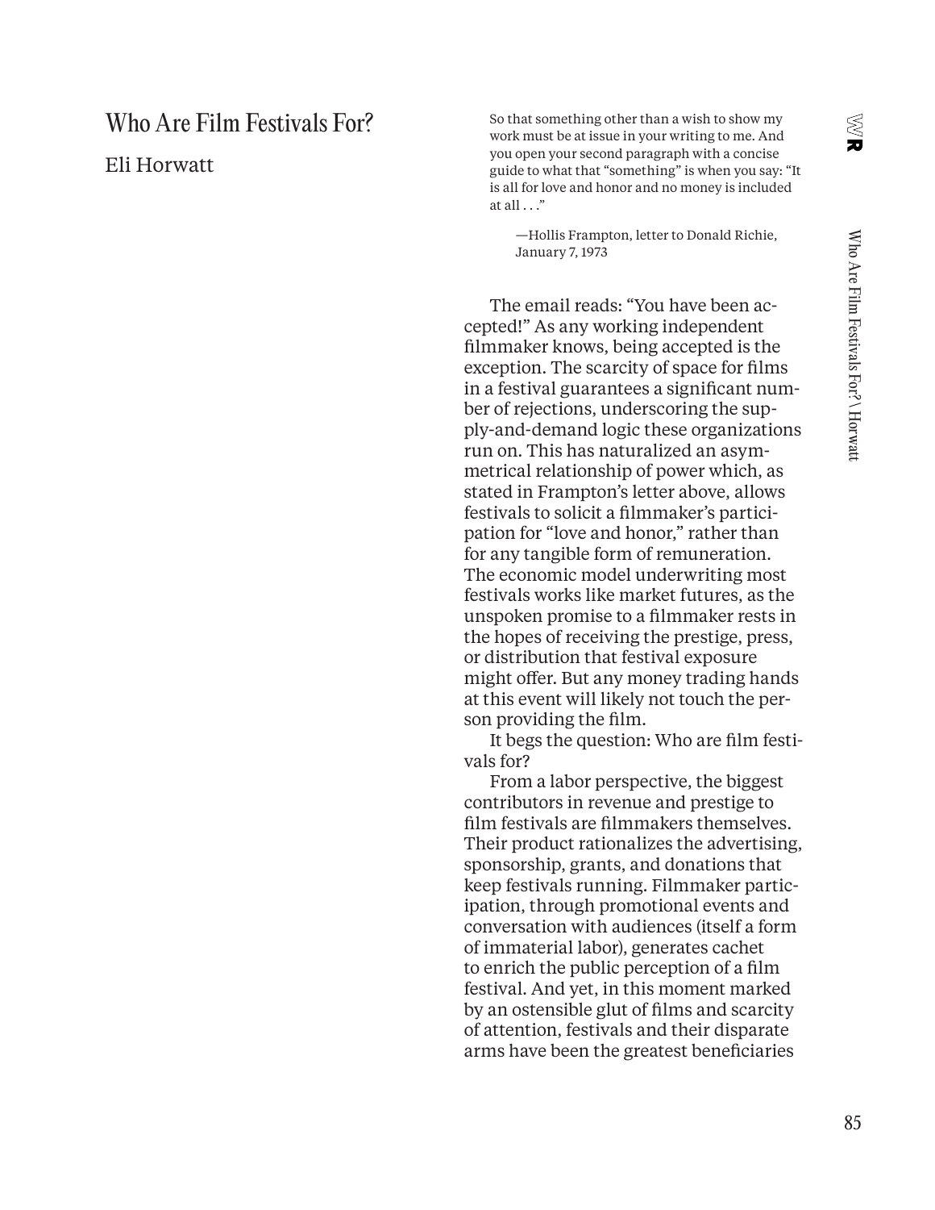# Who Are Film Festivals For?

Eli Horwatt

> So that something other than a wish to show my work must be at issue in your writing to me. And you open your second paragraph with a concise guide to what that "something" is when you say: "It is all for love and honor and no money is included at all . . ."
>
> —Hollis Frampton, letter to Donald Richie, January 7, 1973

The email reads: "You have been accepted!" As any working independent filmmaker knows, being accepted is the exception. The scarcity of space for films in a festival guarantees a significant number of rejections, underscoring the supply-and-demand logic these organizations run on. This has naturalized an asymmetrical relationship of power which, as stated in Frampton's letter above, allows festivals to solicit a filmmaker's participation for "love and honor," rather than for any tangible form of remuneration. The economic model underwriting most festivals works like market futures, as the unspoken promise to a filmmaker rests in the hopes of receiving the prestige, press, or distribution that festival exposure might offer. But any money trading hands at this event will likely not touch the person providing the film.

It begs the question: Who are film festivals for?

From a labor perspective, the biggest contributors in revenue and prestige to film festivals are filmmakers themselves. Their product rationalizes the advertising, sponsorship, grants, and donations that keep festivals running. Filmmaker participation, through promotional events and conversation with audiences (itself a form of immaterial labor), generates cachet to enrich the public perception of a film festival. And yet, in this moment marked by an ostensible glut of films and scarcity of attention, festivals and their disparate arms have been the greatest beneficiaries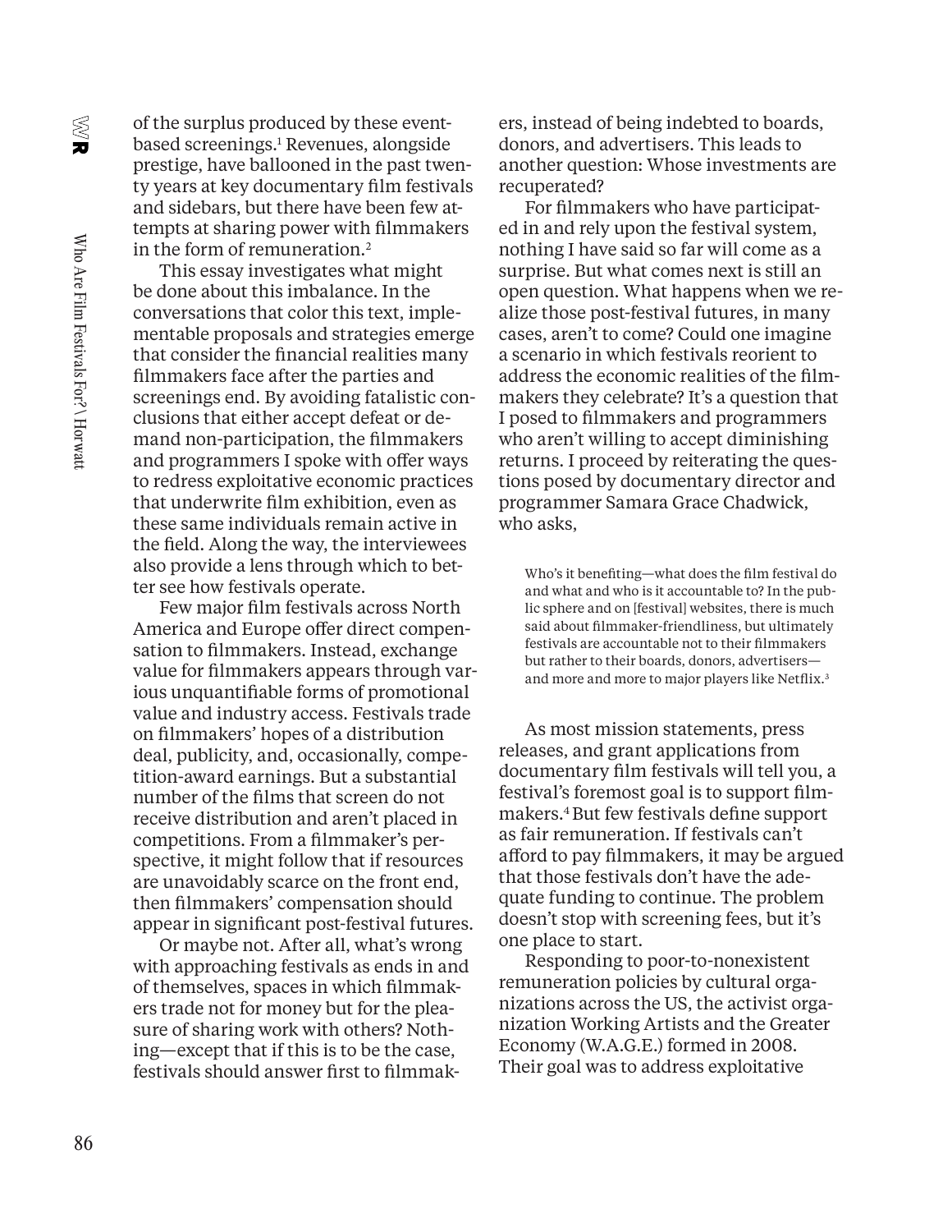of the surplus produced by these event-based screenings.[1] Revenues, alongside prestige, have ballooned in the past twenty years at key documentary film festivals and sidebars, but there have been few attempts at sharing power with filmmakers in the form of remuneration.[2]

This essay investigates what might be done about this imbalance. In the conversations that color this text, implementable proposals and strategies emerge that consider the financial realities many filmmakers face after the parties and screenings end. By avoiding fatalistic conclusions that either accept defeat or demand non-participation, the filmmakers and programmers I spoke with offer ways to redress exploitative economic practices that underwrite film exhibition, even as these same individuals remain active in the field. Along the way, the interviewees also provide a lens through which to better see how festivals operate.

Few major film festivals across North America and Europe offer direct compensation to filmmakers. Instead, exchange value for filmmakers appears through various unquantifiable forms of promotional value and industry access. Festivals trade on filmmakers' hopes of a distribution deal, publicity, and, occasionally, competition-award earnings. But a substantial number of the films that screen do not receive distribution and aren't placed in competitions. From a filmmaker's perspective, it might follow that if resources are unavoidably scarce on the front end, then filmmakers' compensation should appear in significant post-festival futures.

Or maybe not. After all, what's wrong with approaching festivals as ends in and of themselves, spaces in which filmmakers trade not for money but for the pleasure of sharing work with others? Nothing—except that if this is to be the case, festivals should answer first to filmmakers, instead of being indebted to boards, donors, and advertisers. This leads to another question: Whose investments are recuperated?

For filmmakers who have participated in and rely upon the festival system, nothing I have said so far will come as a surprise. But what comes next is still an open question. What happens when we realize those post-festival futures, in many cases, aren't to come? Could one imagine a scenario in which festivals reorient to address the economic realities of the filmmakers they celebrate? It's a question that I posed to filmmakers and programmers who aren't willing to accept diminishing returns. I proceed by reiterating the questions posed by documentary director and programmer Samara Grace Chadwick, who asks,

> Who's it benefiting—what does the film festival do and what and who is it accountable to? In the public sphere and on [festival] websites, there is much said about filmmaker-friendliness, but ultimately festivals are accountable not to their filmmakers but rather to their boards, donors, advertisers—and more and more to major players like Netflix.[3]

As most mission statements, press releases, and grant applications from documentary film festivals will tell you, a festival's foremost goal is to support filmmakers.[4] But few festivals define support as fair remuneration. If festivals can't afford to pay filmmakers, it may be argued that those festivals don't have the adequate funding to continue. The problem doesn't stop with screening fees, but it's one place to start.

Responding to poor-to-nonexistent remuneration policies by cultural organizations across the US, the activist organization Working Artists and the Greater Economy (W.A.G.E.) formed in 2008. Their goal was to address exploitative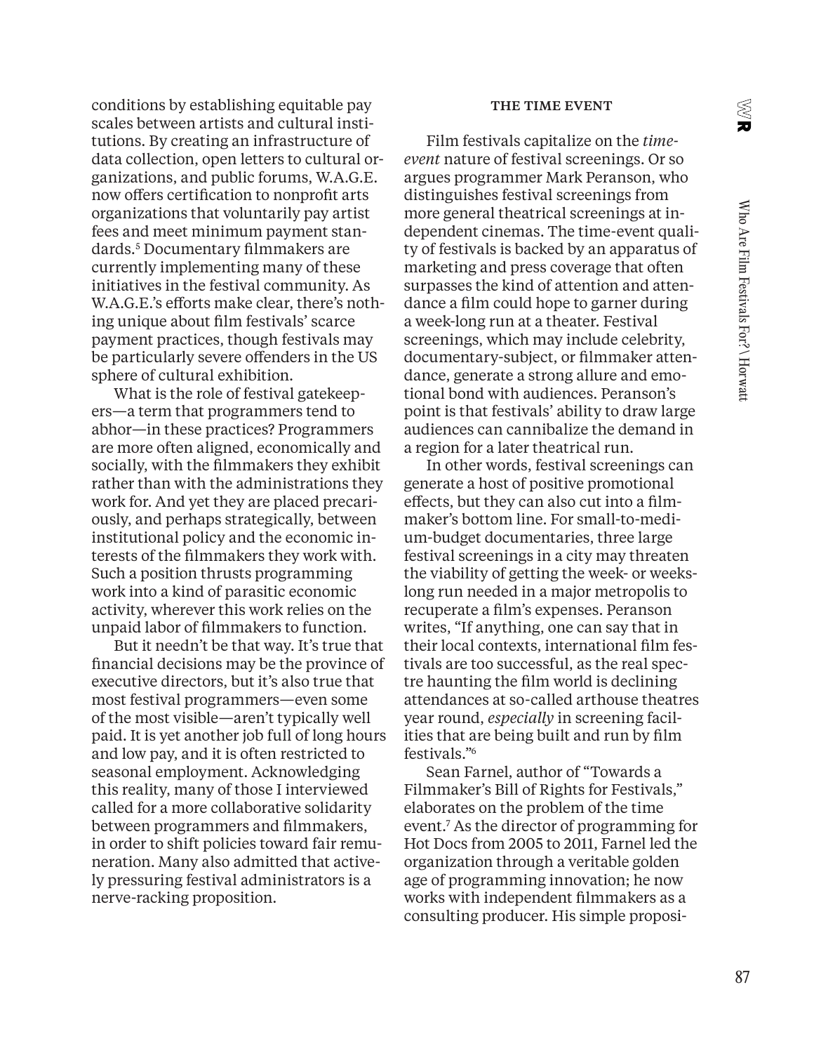conditions by establishing equitable pay scales between artists and cultural institutions. By creating an infrastructure of data collection, open letters to cultural organizations, and public forums, W.A.G.E. now offers certification to nonprofit arts organizations that voluntarily pay artist fees and meet minimum payment standards.[5] Documentary filmmakers are currently implementing many of these initiatives in the festival community. As W.A.G.E.'s efforts make clear, there's nothing unique about film festivals' scarce payment practices, though festivals may be particularly severe offenders in the US sphere of cultural exhibition.

What is the role of festival gatekeepers—a term that programmers tend to abhor—in these practices? Programmers are more often aligned, economically and socially, with the filmmakers they exhibit rather than with the administrations they work for. And yet they are placed precariously, and perhaps strategically, between institutional policy and the economic interests of the filmmakers they work with. Such a position thrusts programming work into a kind of parasitic economic activity, wherever this work relies on the unpaid labor of filmmakers to function.

But it needn't be that way. It's true that financial decisions may be the province of executive directors, but it's also true that most festival programmers—even some of the most visible—aren't typically well paid. It is yet another job full of long hours and low pay, and it is often restricted to seasonal employment. Acknowledging this reality, many of those I interviewed called for a more collaborative solidarity between programmers and filmmakers, in order to shift policies toward fair remuneration. Many also admitted that actively pressuring festival administrators is a nerve-racking proposition.

## THE TIME EVENT

Film festivals capitalize on the *time-event* nature of festival screenings. Or so argues programmer Mark Peranson, who distinguishes festival screenings from more general theatrical screenings at independent cinemas. The time-event quality of festivals is backed by an apparatus of marketing and press coverage that often surpasses the kind of attention and attendance a film could hope to garner during a week-long run at a theater. Festival screenings, which may include celebrity, documentary-subject, or filmmaker attendance, generate a strong allure and emotional bond with audiences. Peranson's point is that festivals' ability to draw large audiences can cannibalize the demand in a region for a later theatrical run.

In other words, festival screenings can generate a host of positive promotional effects, but they can also cut into a filmmaker's bottom line. For small-to-medium-budget documentaries, three large festival screenings in a city may threaten the viability of getting the week- or weeks-long run needed in a major metropolis to recuperate a film's expenses. Peranson writes, "If anything, one can say that in their local contexts, international film festivals are too successful, as the real spectre haunting the film world is declining attendances at so-called arthouse theatres year round, *especially* in screening facilities that are being built and run by film festivals."[6]

Sean Farnel, author of "Towards a Filmmaker's Bill of Rights for Festivals," elaborates on the problem of the time event.[7] As the director of programming for Hot Docs from 2005 to 2011, Farnel led the organization through a veritable golden age of programming innovation; he now works with independent filmmakers as a consulting producer. His simple proposi-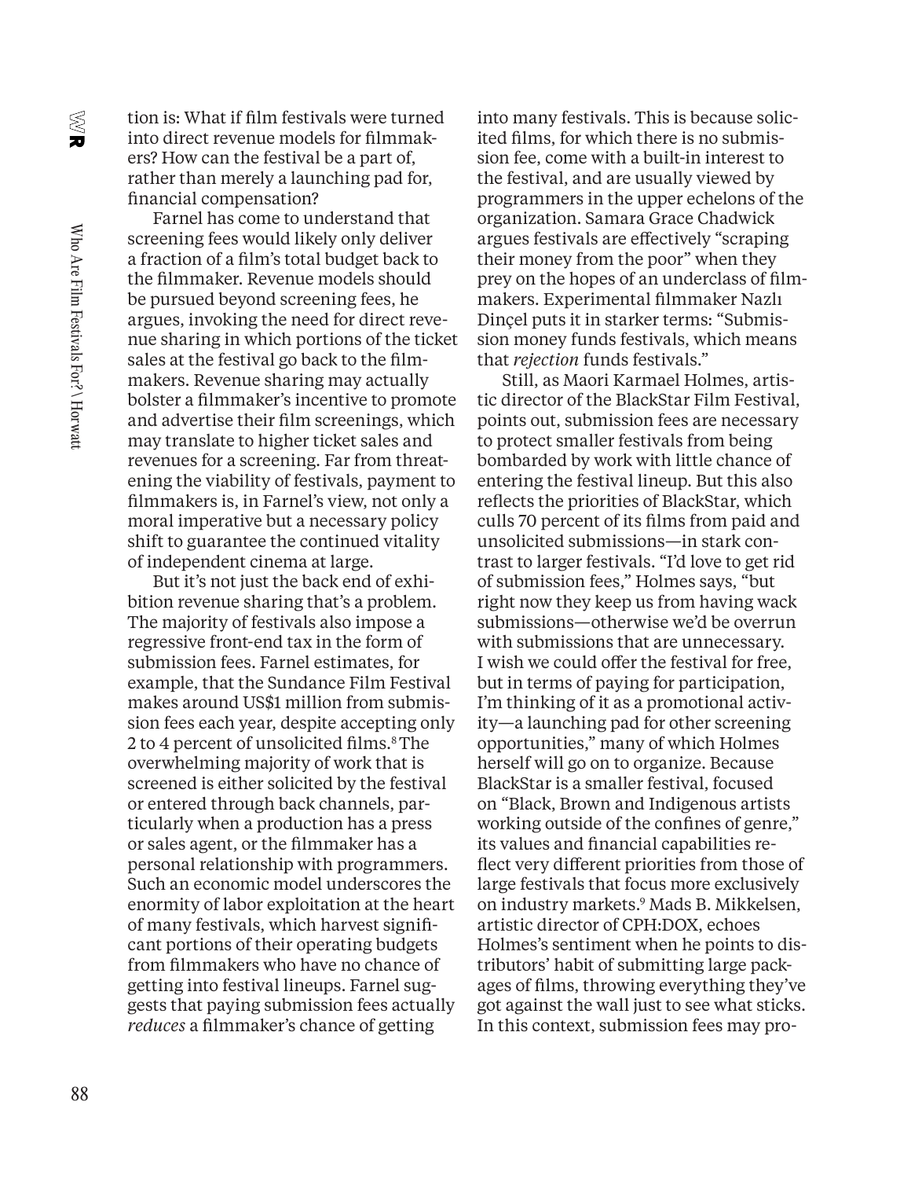tion is: What if film festivals were turned into direct revenue models for filmmakers? How can the festival be a part of, rather than merely a launching pad for, financial compensation?

Farnel has come to understand that screening fees would likely only deliver a fraction of a film's total budget back to the filmmaker. Revenue models should be pursued beyond screening fees, he argues, invoking the need for direct revenue sharing in which portions of the ticket sales at the festival go back to the filmmakers. Revenue sharing may actually bolster a filmmaker's incentive to promote and advertise their film screenings, which may translate to higher ticket sales and revenues for a screening. Far from threatening the viability of festivals, payment to filmmakers is, in Farnel's view, not only a moral imperative but a necessary policy shift to guarantee the continued vitality of independent cinema at large.

But it's not just the back end of exhibition revenue sharing that's a problem. The majority of festivals also impose a regressive front-end tax in the form of submission fees. Farnel estimates, for example, that the Sundance Film Festival makes around US$1 million from submission fees each year, despite accepting only 2 to 4 percent of unsolicited films.[8] The overwhelming majority of work that is screened is either solicited by the festival or entered through back channels, particularly when a production has a press or sales agent, or the filmmaker has a personal relationship with programmers. Such an economic model underscores the enormity of labor exploitation at the heart of many festivals, which harvest significant portions of their operating budgets from filmmakers who have no chance of getting into festival lineups. Farnel suggests that paying submission fees actually *reduces* a filmmaker's chance of getting into many festivals. This is because solicited films, for which there is no submission fee, come with a built-in interest to the festival, and are usually viewed by programmers in the upper echelons of the organization. Samara Grace Chadwick argues festivals are effectively "scraping their money from the poor" when they prey on the hopes of an underclass of filmmakers. Experimental filmmaker Nazlı Dinçel puts it in starker terms: "Submission money funds festivals, which means that *rejection* funds festivals."

Still, as Maori Karmael Holmes, artistic director of the BlackStar Film Festival, points out, submission fees are necessary to protect smaller festivals from being bombarded by work with little chance of entering the festival lineup. But this also reflects the priorities of BlackStar, which culls 70 percent of its films from paid and unsolicited submissions—in stark contrast to larger festivals. "I'd love to get rid of submission fees," Holmes says, "but right now they keep us from having wack submissions—otherwise we'd be overrun with submissions that are unnecessary. I wish we could offer the festival for free, but in terms of paying for participation, I'm thinking of it as a promotional activity—a launching pad for other screening opportunities," many of which Holmes herself will go on to organize. Because BlackStar is a smaller festival, focused on "Black, Brown and Indigenous artists working outside of the confines of genre," its values and financial capabilities reflect very different priorities from those of large festivals that focus more exclusively on industry markets.[9] Mads B. Mikkelsen, artistic director of CPH:DOX, echoes Holmes's sentiment when he points to distributors' habit of submitting large packages of films, throwing everything they've got against the wall just to see what sticks. In this context, submission fees may pro-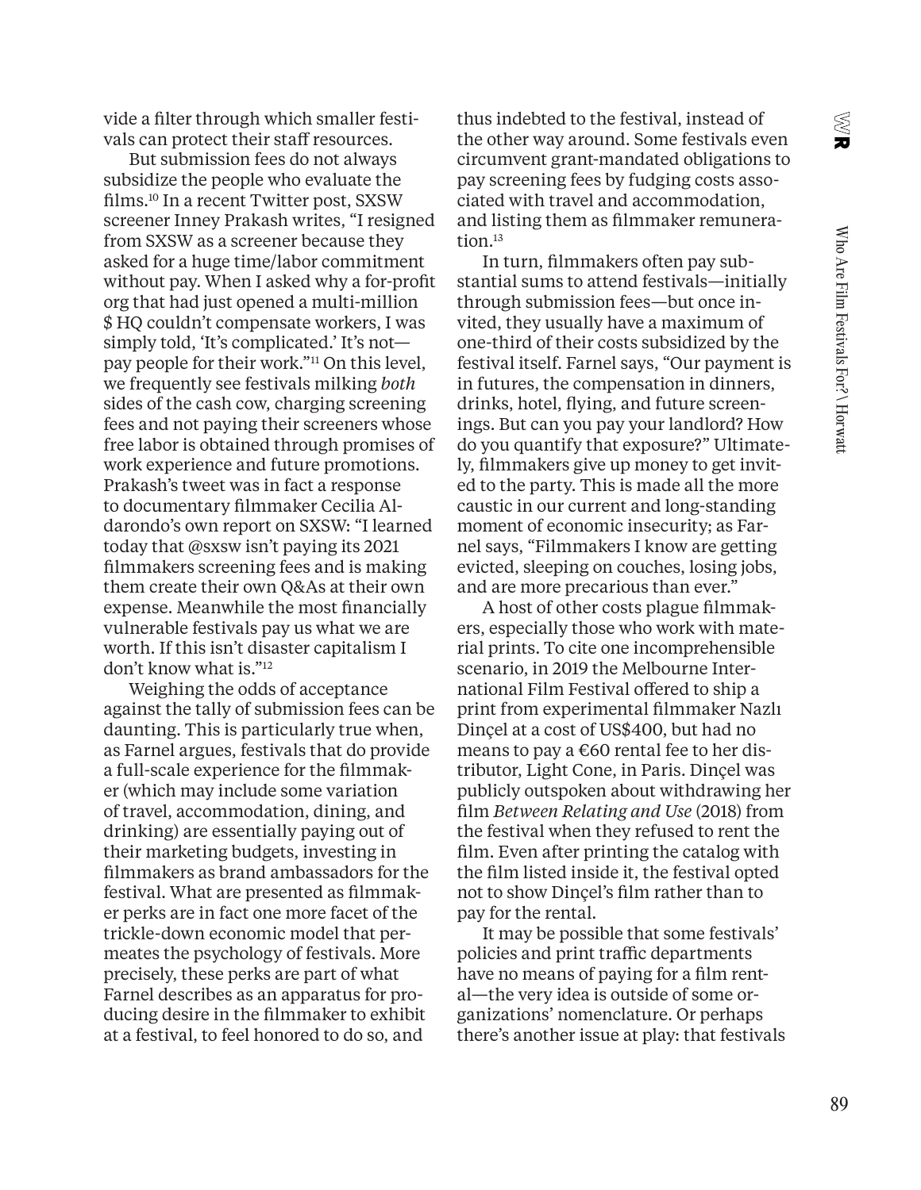vide a filter through which smaller festivals can protect their staff resources.

But submission fees do not always subsidize the people who evaluate the films.[10] In a recent Twitter post, SXSW screener Inney Prakash writes, "I resigned from SXSW as a screener because they asked for a huge time/labor commitment without pay. When I asked why a for-profit org that had just opened a multi-million $ HQ couldn't compensate workers, I was simply told, 'It's complicated.' It's not—pay people for their work."[11] On this level, we frequently see festivals milking *both* sides of the cash cow, charging screening fees and not paying their screeners whose free labor is obtained through promises of work experience and future promotions. Prakash's tweet was in fact a response to documentary filmmaker Cecilia Aldarondo's own report on SXSW: "I learned today that @sxsw isn't paying its 2021 filmmakers screening fees and is making them create their own Q&As at their own expense. Meanwhile the most financially vulnerable festivals pay us what we are worth. If this isn't disaster capitalism I don't know what is."[12]

Weighing the odds of acceptance against the tally of submission fees can be daunting. This is particularly true when, as Farnel argues, festivals that do provide a full-scale experience for the filmmaker (which may include some variation of travel, accommodation, dining, and drinking) are essentially paying out of their marketing budgets, investing in filmmakers as brand ambassadors for the festival. What are presented as filmmaker perks are in fact one more facet of the trickle-down economic model that permeates the psychology of festivals. More precisely, these perks are part of what Farnel describes as an apparatus for producing desire in the filmmaker to exhibit at a festival, to feel honored to do so, and thus indebted to the festival, instead of the other way around. Some festivals even circumvent grant-mandated obligations to pay screening fees by fudging costs associated with travel and accommodation, and listing them as filmmaker remuneration.[13]

In turn, filmmakers often pay substantial sums to attend festivals—initially through submission fees—but once invited, they usually have a maximum of one-third of their costs subsidized by the festival itself. Farnel says, "Our payment is in futures, the compensation in dinners, drinks, hotel, flying, and future screenings. But can you pay your landlord? How do you quantify that exposure?" Ultimately, filmmakers give up money to get invited to the party. This is made all the more caustic in our current and long-standing moment of economic insecurity; as Farnel says, "Filmmakers I know are getting evicted, sleeping on couches, losing jobs, and are more precarious than ever."

A host of other costs plague filmmakers, especially those who work with material prints. To cite one incomprehensible scenario, in 2019 the Melbourne International Film Festival offered to ship a print from experimental filmmaker Nazlı Dinçel at a cost of US$400, but had no means to pay a €60 rental fee to her distributor, Light Cone, in Paris. Dinçel was publicly outspoken about withdrawing her film *Between Relating and Use* (2018) from the festival when they refused to rent the film. Even after printing the catalog with the film listed inside it, the festival opted not to show Dinçel's film rather than to pay for the rental.

It may be possible that some festivals' policies and print traffic departments have no means of paying for a film rental—the very idea is outside of some organizations' nomenclature. Or perhaps there's another issue at play: that festivals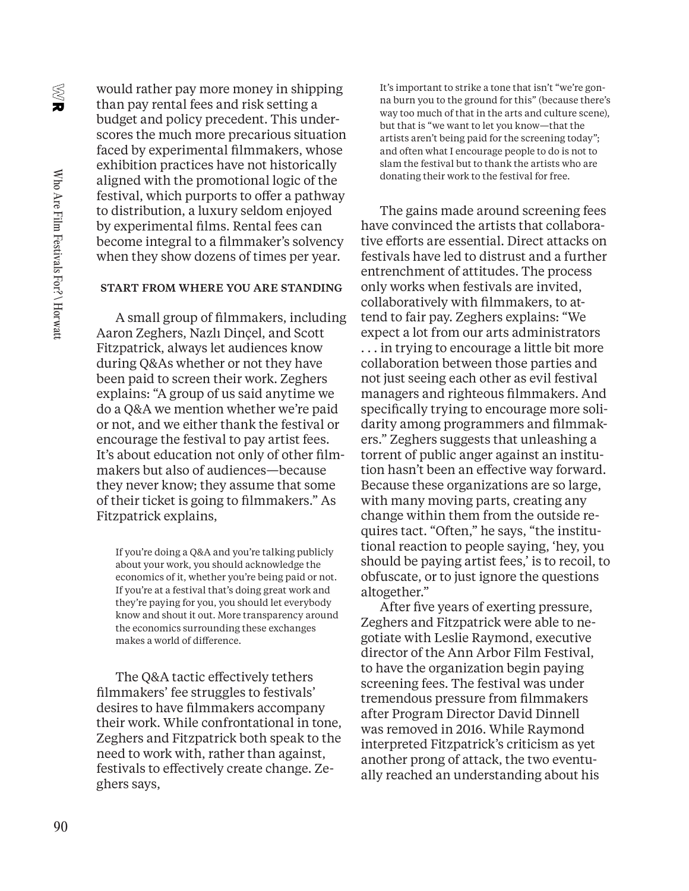would rather pay more money in shipping than pay rental fees and risk setting a budget and policy precedent. This underscores the much more precarious situation faced by experimental filmmakers, whose exhibition practices have not historically aligned with the promotional logic of the festival, which purports to offer a pathway to distribution, a luxury seldom enjoyed by experimental films. Rental fees can become integral to a filmmaker's solvency when they show dozens of times per year.

### START FROM WHERE YOU ARE STANDING

A small group of filmmakers, including Aaron Zeghers, Nazlı Dinçel, and Scott Fitzpatrick, always let audiences know during Q&As whether or not they have been paid to screen their work. Zeghers explains: "A group of us said anytime we do a Q&A we mention whether we're paid or not, and we either thank the festival or encourage the festival to pay artist fees. It's about education not only of other filmmakers but also of audiences—because they never know; they assume that some of their ticket is going to filmmakers." As Fitzpatrick explains,

> If you're doing a Q&A and you're talking publicly about your work, you should acknowledge the economics of it, whether you're being paid or not. If you're at a festival that's doing great work and they're paying for you, you should let everybody know and shout it out. More transparency around the economics surrounding these exchanges makes a world of difference.

The Q&A tactic effectively tethers filmmakers' fee struggles to festivals' desires to have filmmakers accompany their work. While confrontational in tone, Zeghers and Fitzpatrick both speak to the need to work with, rather than against, festivals to effectively create change. Zeghers says,

> It's important to strike a tone that isn't "we're gonna burn you to the ground for this" (because there's way too much of that in the arts and culture scene), but that is "we want to let you know—that the artists aren't being paid for the screening today"; and often what I encourage people to do is not to slam the festival but to thank the artists who are donating their work to the festival for free.

The gains made around screening fees have convinced the artists that collaborative efforts are essential. Direct attacks on festivals have led to distrust and a further entrenchment of attitudes. The process only works when festivals are invited, collaboratively with filmmakers, to attend to fair pay. Zeghers explains: "We expect a lot from our arts administrators . . . in trying to encourage a little bit more collaboration between those parties and not just seeing each other as evil festival managers and righteous filmmakers. And specifically trying to encourage more solidarity among programmers and filmmakers." Zeghers suggests that unleashing a torrent of public anger against an institution hasn't been an effective way forward. Because these organizations are so large, with many moving parts, creating any change within them from the outside requires tact. "Often," he says, "the institutional reaction to people saying, 'hey, you should be paying artist fees,' is to recoil, to obfuscate, or to just ignore the questions altogether."

After five years of exerting pressure, Zeghers and Fitzpatrick were able to negotiate with Leslie Raymond, executive director of the Ann Arbor Film Festival, to have the organization begin paying screening fees. The festival was under tremendous pressure from filmmakers after Program Director David Dinnell was removed in 2016. While Raymond interpreted Fitzpatrick's criticism as yet another prong of attack, the two eventually reached an understanding about his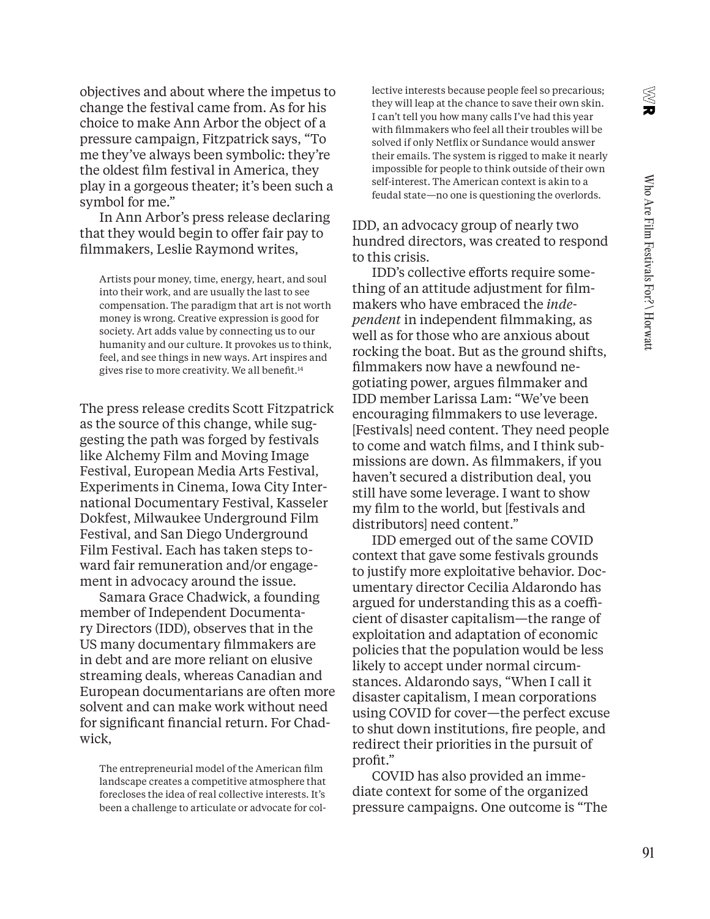objectives and about where the impetus to change the festival came from. As for his choice to make Ann Arbor the object of a pressure campaign, Fitzpatrick says, "To me they've always been symbolic: they're the oldest film festival in America, they play in a gorgeous theater; it's been such a symbol for me."

In Ann Arbor's press release declaring that they would begin to offer fair pay to filmmakers, Leslie Raymond writes,

> Artists pour money, time, energy, heart, and soul into their work, and are usually the last to see compensation. The paradigm that art is not worth money is wrong. Creative expression is good for society. Art adds value by connecting us to our humanity and our culture. It provokes us to think, feel, and see things in new ways. Art inspires and gives rise to more creativity. We all benefit.[14]

The press release credits Scott Fitzpatrick as the source of this change, while suggesting the path was forged by festivals like Alchemy Film and Moving Image Festival, European Media Arts Festival, Experiments in Cinema, Iowa City International Documentary Festival, Kasseler Dokfest, Milwaukee Underground Film Festival, and San Diego Underground Film Festival. Each has taken steps toward fair remuneration and/or engagement in advocacy around the issue.

Samara Grace Chadwick, a founding member of Independent Documentary Directors (IDD), observes that in the US many documentary filmmakers are in debt and are more reliant on elusive streaming deals, whereas Canadian and European documentarians are often more solvent and can make work without need for significant financial return. For Chadwick,

> The entrepreneurial model of the American film landscape creates a competitive atmosphere that forecloses the idea of real collective interests. It's been a challenge to articulate or advocate for collective interests because people feel so precarious; they will leap at the chance to save their own skin. I can't tell you how many calls I've had this year with filmmakers who feel all their troubles will be solved if only Netflix or Sundance would answer their emails. The system is rigged to make it nearly impossible for people to think outside of their own self-interest. The American context is akin to a feudal state—no one is questioning the overlords.

IDD, an advocacy group of nearly two hundred directors, was created to respond to this crisis.

IDD's collective efforts require something of an attitude adjustment for filmmakers who have embraced the *independent* in independent filmmaking, as well as for those who are anxious about rocking the boat. But as the ground shifts, filmmakers now have a newfound negotiating power, argues filmmaker and IDD member Larissa Lam: "We've been encouraging filmmakers to use leverage. [Festivals] need content. They need people to come and watch films, and I think submissions are down. As filmmakers, if you haven't secured a distribution deal, you still have some leverage. I want to show my film to the world, but [festivals and distributors] need content."

IDD emerged out of the same COVID context that gave some festivals grounds to justify more exploitative behavior. Documentary director Cecilia Aldarondo has argued for understanding this as a coefficient of disaster capitalism—the range of exploitation and adaptation of economic policies that the population would be less likely to accept under normal circumstances. Aldarondo says, "When I call it disaster capitalism, I mean corporations using COVID for cover—the perfect excuse to shut down institutions, fire people, and redirect their priorities in the pursuit of profit."

COVID has also provided an immediate context for some of the organized pressure campaigns. One outcome is "The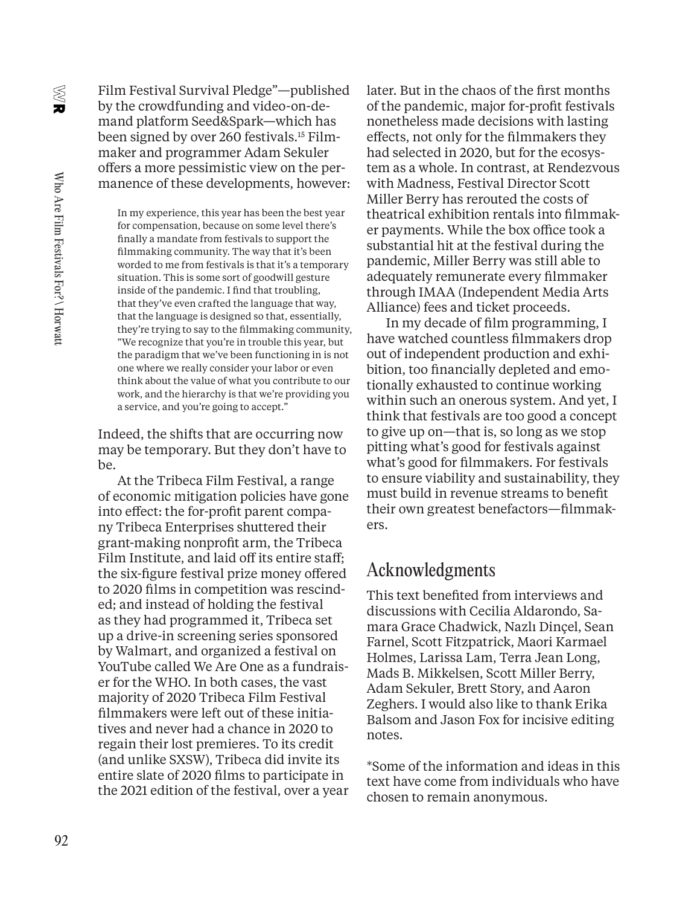Film Festival Survival Pledge"—published by the crowdfunding and video-on-demand platform Seed&Spark—which has been signed by over 260 festivals.[15] Filmmaker and programmer Adam Sekuler offers a more pessimistic view on the permanence of these developments, however:

> In my experience, this year has been the best year for compensation, because on some level there's finally a mandate from festivals to support the filmmaking community. The way that it's been worded to me from festivals is that it's a temporary situation. This is some sort of goodwill gesture inside of the pandemic. I find that troubling, that they've even crafted the language that way, that the language is designed so that, essentially, they're trying to say to the filmmaking community, "We recognize that you're in trouble this year, but the paradigm that we've been functioning in is not one where we really consider your labor or even think about the value of what you contribute to our work, and the hierarchy is that we're providing you a service, and you're going to accept."

Indeed, the shifts that are occurring now may be temporary. But they don't have to be.

At the Tribeca Film Festival, a range of economic mitigation policies have gone into effect: the for-profit parent company Tribeca Enterprises shuttered their grant-making nonprofit arm, the Tribeca Film Institute, and laid off its entire staff; the six-figure festival prize money offered to 2020 films in competition was rescinded; and instead of holding the festival as they had programmed it, Tribeca set up a drive-in screening series sponsored by Walmart, and organized a festival on YouTube called We Are One as a fundraiser for the WHO. In both cases, the vast majority of 2020 Tribeca Film Festival filmmakers were left out of these initiatives and never had a chance in 2020 to regain their lost premieres. To its credit (and unlike SXSW), Tribeca did invite its entire slate of 2020 films to participate in the 2021 edition of the festival, over a year later. But in the chaos of the first months of the pandemic, major for-profit festivals nonetheless made decisions with lasting effects, not only for the filmmakers they had selected in 2020, but for the ecosystem as a whole. In contrast, at Rendezvous with Madness, Festival Director Scott Miller Berry has rerouted the costs of theatrical exhibition rentals into filmmaker payments. While the box office took a substantial hit at the festival during the pandemic, Miller Berry was still able to adequately remunerate every filmmaker through IMAA (Independent Media Arts Alliance) fees and ticket proceeds.

In my decade of film programming, I have watched countless filmmakers drop out of independent production and exhibition, too financially depleted and emotionally exhausted to continue working within such an onerous system. And yet, I think that festivals are too good a concept to give up on—that is, so long as we stop pitting what's good for festivals against what's good for filmmakers. For festivals to ensure viability and sustainability, they must build in revenue streams to benefit their own greatest benefactors—filmmakers.

## Acknowledgments

This text benefited from interviews and discussions with Cecilia Aldarondo, Samara Grace Chadwick, Nazlı Dinçel, Sean Farnel, Scott Fitzpatrick, Maori Karmael Holmes, Larissa Lam, Terra Jean Long, Mads B. Mikkelsen, Scott Miller Berry, Adam Sekuler, Brett Story, and Aaron Zeghers. I would also like to thank Erika Balsom and Jason Fox for incisive editing notes.

*Some of the information and ideas in this text have come from individuals who have chosen to remain anonymous.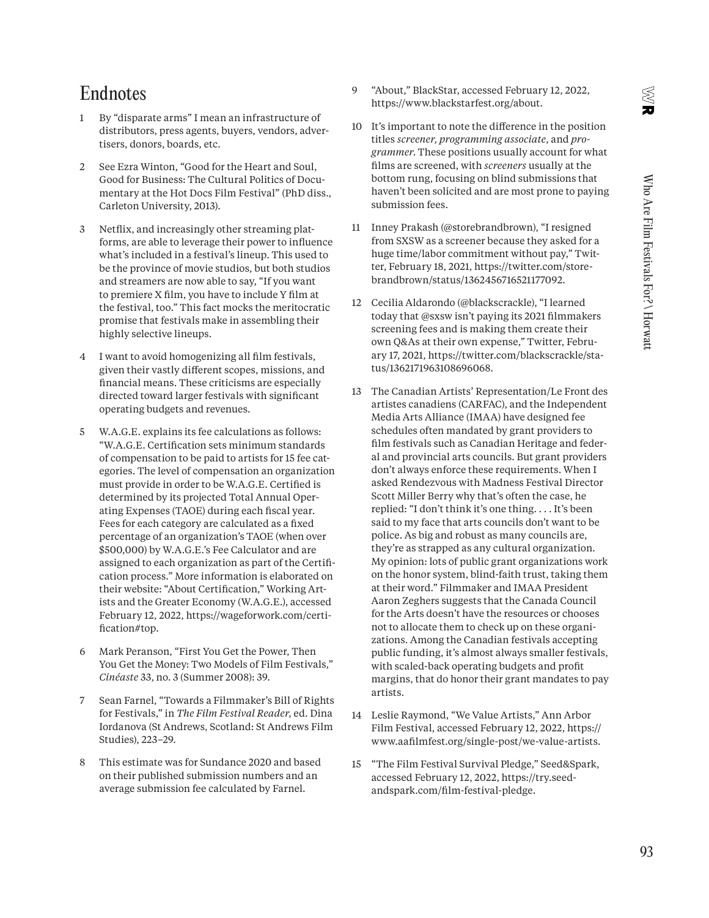## Endnotes

1. By "disparate arms" I mean an infrastructure of distributors, press agents, buyers, vendors, advertisers, donors, boards, etc.

2. See Ezra Winton, "Good for the Heart and Soul, Good for Business: The Cultural Politics of Documentary at the Hot Docs Film Festival" (PhD diss., Carleton University, 2013).

3. Netflix, and increasingly other streaming platforms, are able to leverage their power to influence what's included in a festival's lineup. This used to be the province of movie studios, but both studios and streamers are now able to say, "If you want to premiere X film, you have to include Y film at the festival, too." This fact mocks the meritocratic promise that festivals make in assembling their highly selective lineups.

4. I want to avoid homogenizing all film festivals, given their vastly different scopes, missions, and financial means. These criticisms are especially directed toward larger festivals with significant operating budgets and revenues.

5. W.A.G.E. explains its fee calculations as follows: "W.A.G.E. Certification sets minimum standards of compensation to be paid to artists for 15 fee categories. The level of compensation an organization must provide in order to be W.A.G.E. Certified is determined by its projected Total Annual Operating Expenses (TAOE) during each fiscal year. Fees for each category are calculated as a fixed percentage of an organization's TAOE (when over $500,000) by W.A.G.E.'s Fee Calculator and are assigned to each organization as part of the Certification process." More information is elaborated on their website: "About Certification," Working Artists and the Greater Economy (W.A.G.E.), accessed February 12, 2022, https://wageforwork.com/certification#top.

6. Mark Peranson, "First You Get the Power, Then You Get the Money: Two Models of Film Festivals," *Cinéaste* 33, no. 3 (Summer 2008): 39.

7. Sean Farnel, "Towards a Filmmaker's Bill of Rights for Festivals," in *The Film Festival Reader*, ed. Dina Iordanova (St Andrews, Scotland: St Andrews Film Studies), 223–29.

8. This estimate was for Sundance 2020 and based on their published submission numbers and an average submission fee calculated by Farnel.

9. "About," BlackStar, accessed February 12, 2022, https://www.blackstarfest.org/about.

10. It's important to note the difference in the position titles *screener*, *programming associate*, and *programmer*. These positions usually account for what films are screened, with *screeners* usually at the bottom rung, focusing on blind submissions that haven't been solicited and are most prone to paying submission fees.

11. Inney Prakash (@storebrandbrown), "I resigned from SXSW as a screener because they asked for a huge time/labor commitment without pay," Twitter, February 18, 2021, https://twitter.com/storebrandbrown/status/1362456716521177092.

12. Cecilia Aldarondo (@blackscrackle), "I learned today that @sxsw isn't paying its 2021 filmmakers screening fees and is making them create their own Q&As at their own expense," Twitter, February 17, 2021, https://twitter.com/blackscrackle/status/1362171963108696068.

13. The Canadian Artists' Representation/Le Front des artistes canadiens (CARFAC), and the Independent Media Arts Alliance (IMAA) have designed fee schedules often mandated by grant providers to film festivals such as Canadian Heritage and federal and provincial arts councils. But grant providers don't always enforce these requirements. When I asked Rendezvous with Madness Festival Director Scott Miller Berry why that's often the case, he replied: "I don't think it's one thing. . . . It's been said to my face that arts councils don't want to be police. As big and robust as many councils are, they're as strapped as any cultural organization. My opinion: lots of public grant organizations work on the honor system, blind-faith trust, taking them at their word." Filmmaker and IMAA President Aaron Zeghers suggests that the Canada Council for the Arts doesn't have the resources or chooses not to allocate them to check up on these organizations. Among the Canadian festivals accepting public funding, it's almost always smaller festivals, with scaled-back operating budgets and profit margins, that do honor their grant mandates to pay artists.

14. Leslie Raymond, "We Value Artists," Ann Arbor Film Festival, accessed February 12, 2022, https://www.aafilmfest.org/single-post/we-value-artists.

15. "The Film Festival Survival Pledge," Seed&Spark, accessed February 12, 2022, https://try.seedandspark.com/film-festival-pledge.